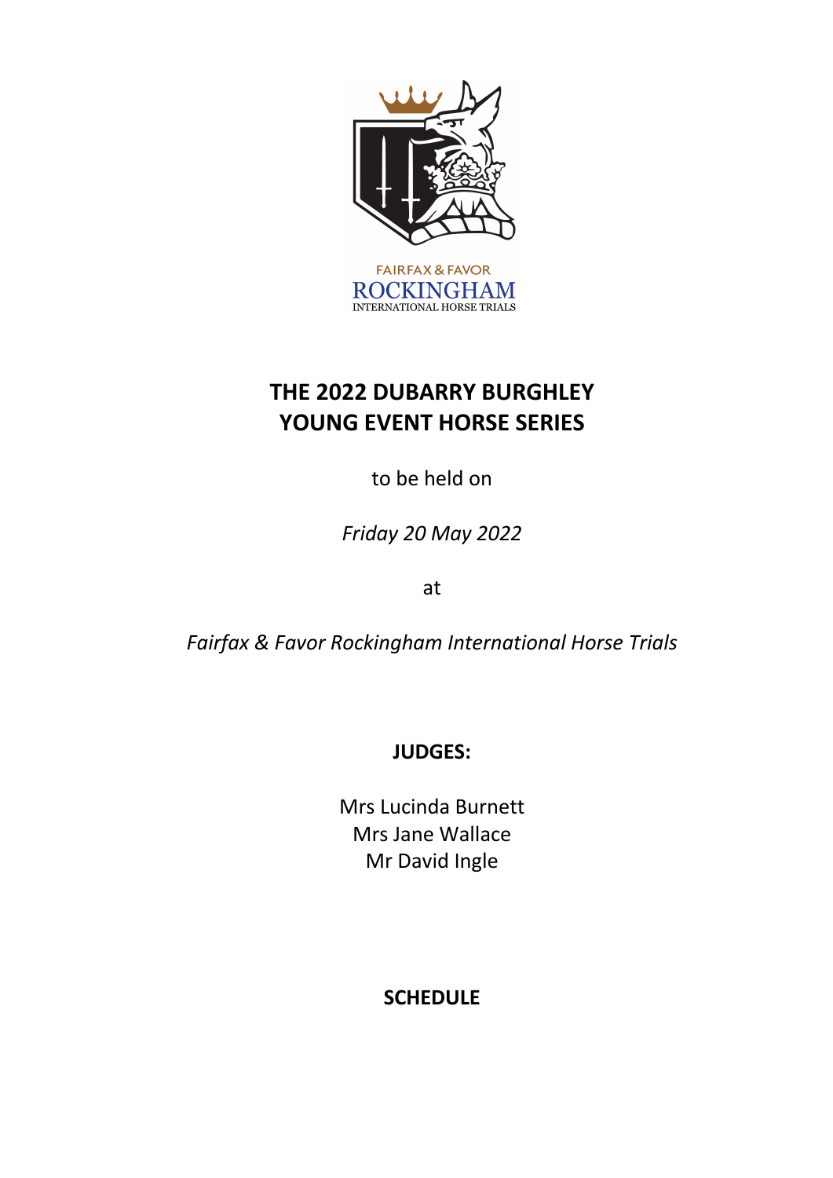FAIRFAX & FAVOR
ROCKINGHAM
INTERNATIONAL HORSE TRIALS

# THE 2022 DUBARRY BURGHLEY YOUNG EVENT HORSE SERIES

to be held on

*Friday 20 May 2022*

at

*Fairfax & Favor Rockingham International Horse Trials*

**JUDGES:**

Mrs Lucinda Burnett
Mrs Jane Wallace
Mr David Ingle

**SCHEDULE**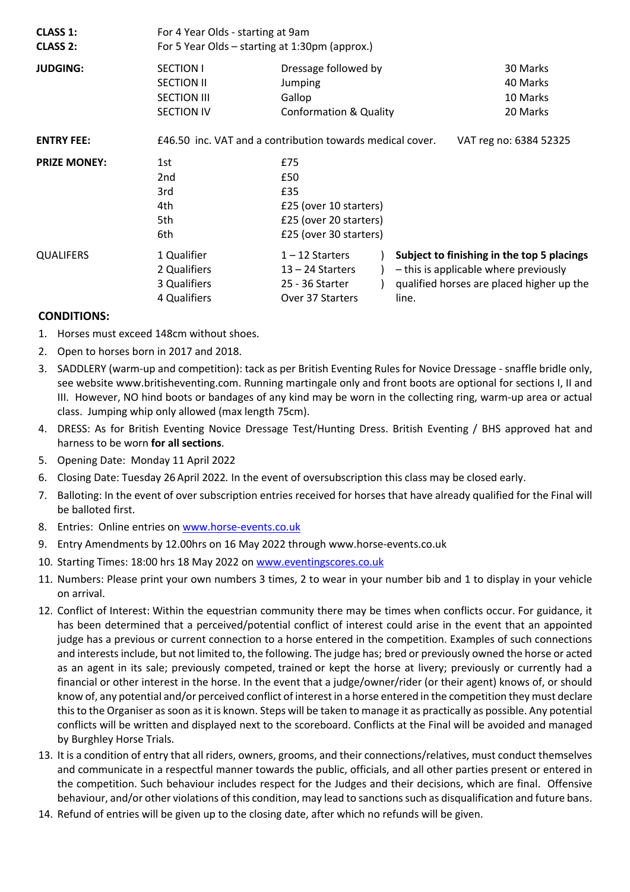| | | | |
|---|---|---|---|
| **CLASS 1:** | For 4 Year Olds - starting at 9am | | |
| **CLASS 2:** | For 5 Year Olds – starting at 1:30pm (approx.) | | |
| **JUDGING:** | SECTION I | Dressage followed by | 30 Marks |
| | SECTION II | Jumping | 40 Marks |
| | SECTION III | Gallop | 10 Marks |
| | SECTION IV | Conformation & Quality | 20 Marks |
| **ENTRY FEE:** | £46.50 inc. VAT and a contribution towards medical cover. | | VAT reg no: 6384 52325 |
| **PRIZE MONEY:** | 1st | £75 | |
| | 2nd | £50 | |
| | 3rd | £35 | |
| | 4th | £25 (over 10 starters) | |
| | 5th | £25 (over 20 starters) | |
| | 6th | £25 (over 30 starters) | |
| QUALIFERS | 1 Qualifier | 1 – 12 Starters ) | **Subject to finishing in the top 5 placings** – this is applicable where previously qualified horses are placed higher up the line. |
| | 2 Qualifiers | 13 – 24 Starters ) | |
| | 3 Qualifiers | 25 - 36 Starter ) | |
| | 4 Qualifiers | Over 37 Starters | |

## CONDITIONS:

1. Horses must exceed 148cm without shoes.
2. Open to horses born in 2017 and 2018.
3. SADDLERY (warm-up and competition): tack as per British Eventing Rules for Novice Dressage - snaffle bridle only, see website www.britisheventing.com. Running martingale only and front boots are optional for sections I, II and III. However, NO hind boots or bandages of any kind may be worn in the collecting ring, warm-up area or actual class. Jumping whip only allowed (max length 75cm).
4. DRESS: As for British Eventing Novice Dressage Test/Hunting Dress. British Eventing / BHS approved hat and harness to be worn **for all sections**.
5. Opening Date: Monday 11 April 2022
6. Closing Date: Tuesday 26 April 2022. In the event of oversubscription this class may be closed early.
7. Balloting: In the event of over subscription entries received for horses that have already qualified for the Final will be balloted first.
8. Entries: Online entries on www.horse-events.co.uk
9. Entry Amendments by 12.00hrs on 16 May 2022 through www.horse-events.co.uk
10. Starting Times: 18:00 hrs 18 May 2022 on www.eventingscores.co.uk
11. Numbers: Please print your own numbers 3 times, 2 to wear in your number bib and 1 to display in your vehicle on arrival.
12. Conflict of Interest: Within the equestrian community there may be times when conflicts occur. For guidance, it has been determined that a perceived/potential conflict of interest could arise in the event that an appointed judge has a previous or current connection to a horse entered in the competition. Examples of such connections and interests include, but not limited to, the following. The judge has; bred or previously owned the horse or acted as an agent in its sale; previously competed, trained or kept the horse at livery; previously or currently had a financial or other interest in the horse. In the event that a judge/owner/rider (or their agent) knows of, or should know of, any potential and/or perceived conflict of interest in a horse entered in the competition they must declare this to the Organiser as soon as it is known. Steps will be taken to manage it as practically as possible. Any potential conflicts will be written and displayed next to the scoreboard. Conflicts at the Final will be avoided and managed by Burghley Horse Trials.
13. It is a condition of entry that all riders, owners, grooms, and their connections/relatives, must conduct themselves and communicate in a respectful manner towards the public, officials, and all other parties present or entered in the competition. Such behaviour includes respect for the Judges and their decisions, which are final. Offensive behaviour, and/or other violations of this condition, may lead to sanctions such as disqualification and future bans.
14. Refund of entries will be given up to the closing date, after which no refunds will be given.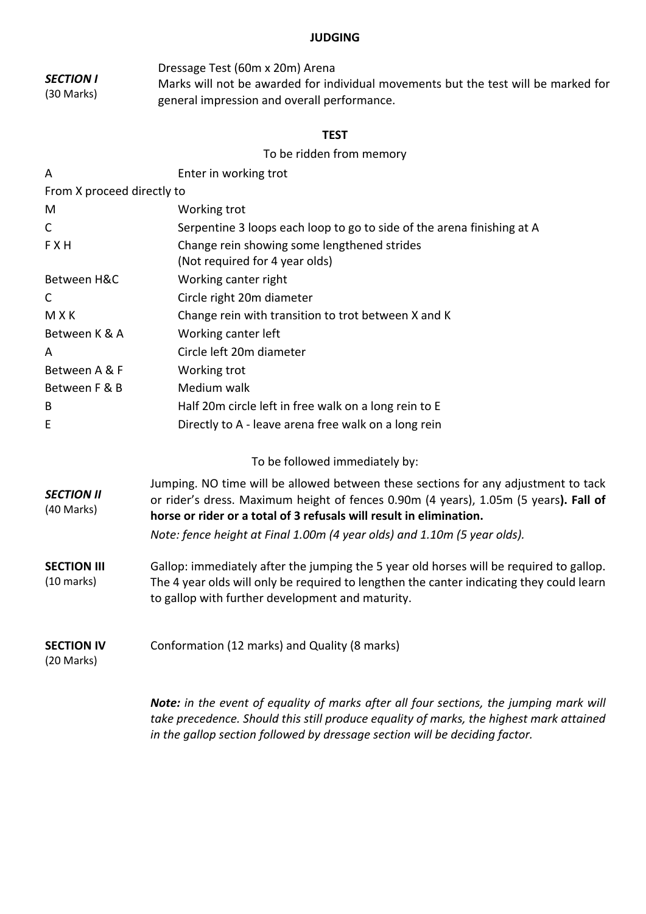## JUDGING

**_SECTION I_**
(30 Marks)

Dressage Test (60m x 20m) Arena
Marks will not be awarded for individual movements but the test will be marked for general impression and overall performance.

### TEST

To be ridden from memory

| | |
|---|---|
| A | Enter in working trot |
| From X proceed directly to | |
| M | Working trot |
| C | Serpentine 3 loops each loop to go to side of the arena finishing at A |
| F X H | Change rein showing some lengthened strides (Not required for 4 year olds) |
| Between H&C | Working canter right |
| C | Circle right 20m diameter |
| M X K | Change rein with transition to trot between X and K |
| Between K & A | Working canter left |
| A | Circle left 20m diameter |
| Between A & F | Working trot |
| Between F & B | Medium walk |
| B | Half 20m circle left in free walk on a long rein to E |
| E | Directly to A - leave arena free walk on a long rein |

To be followed immediately by:

**_SECTION II_**
(40 Marks)

Jumping. NO time will be allowed between these sections for any adjustment to tack or rider's dress. Maximum height of fences 0.90m (4 years), 1.05m (5 years**). Fall of horse or rider or a total of 3 refusals will result in elimination.**

*Note: fence height at Final 1.00m (4 year olds) and 1.10m (5 year olds).*

**SECTION III**
(10 marks)

Gallop: immediately after the jumping the 5 year old horses will be required to gallop. The 4 year olds will only be required to lengthen the canter indicating they could learn to gallop with further development and maturity.

**SECTION IV**
(20 Marks)

Conformation (12 marks) and Quality (8 marks)

***Note:*** *in the event of equality of marks after all four sections, the jumping mark will take precedence. Should this still produce equality of marks, the highest mark attained in the gallop section followed by dressage section will be deciding factor.*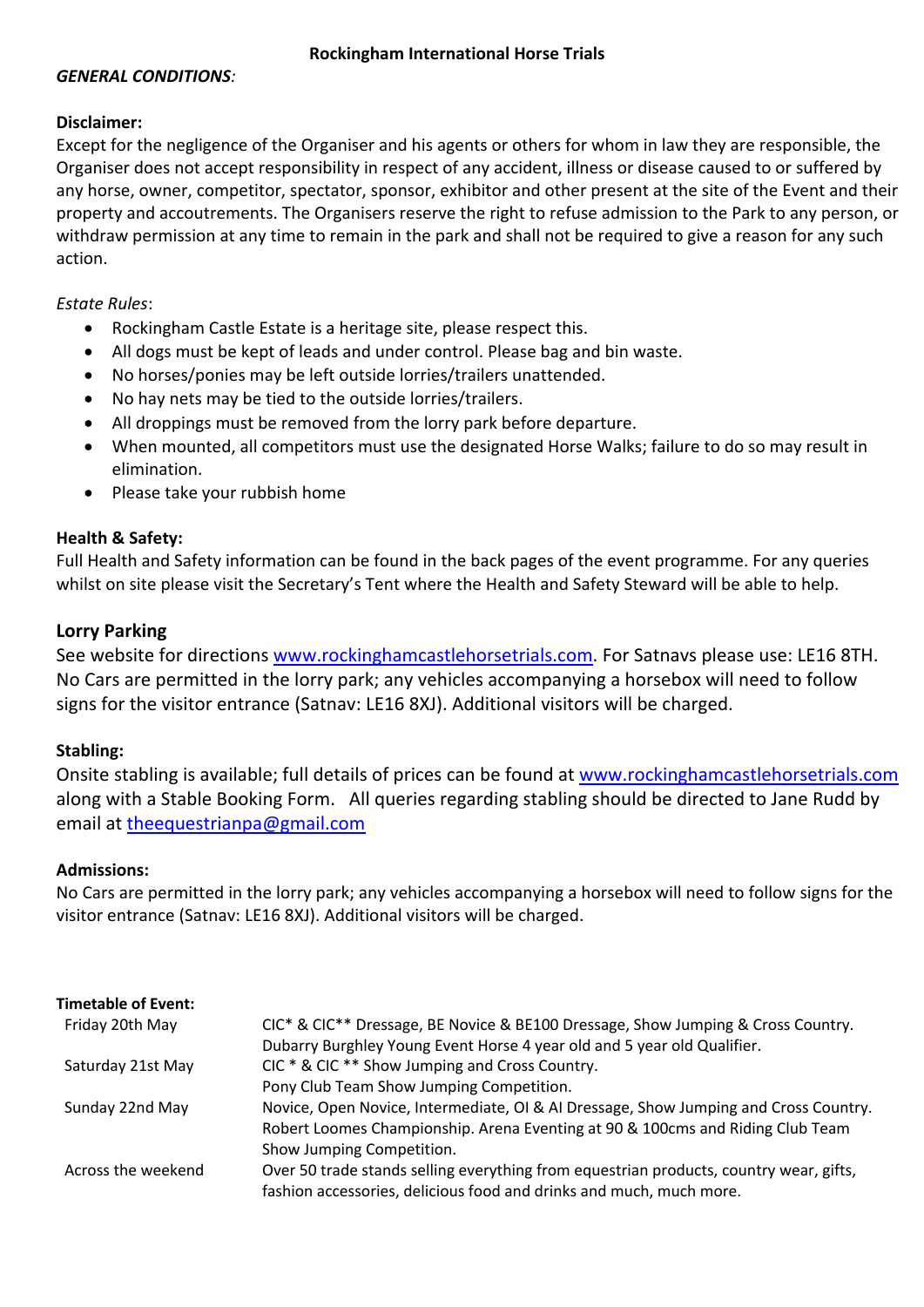## Rockingham International Horse Trials

***GENERAL CONDITIONS**:*

**Disclaimer:**

Except for the negligence of the Organiser and his agents or others for whom in law they are responsible, the Organiser does not accept responsibility in respect of any accident, illness or disease caused to or suffered by any horse, owner, competitor, spectator, sponsor, exhibitor and other present at the site of the Event and their property and accoutrements. The Organisers reserve the right to refuse admission to the Park to any person, or withdraw permission at any time to remain in the park and shall not be required to give a reason for any such action.

*Estate Rules*:

- Rockingham Castle Estate is a heritage site, please respect this.
- All dogs must be kept of leads and under control. Please bag and bin waste.
- No horses/ponies may be left outside lorries/trailers unattended.
- No hay nets may be tied to the outside lorries/trailers.
- All droppings must be removed from the lorry park before departure.
- When mounted, all competitors must use the designated Horse Walks; failure to do so may result in elimination.
- Please take your rubbish home

**Health & Safety:**

Full Health and Safety information can be found in the back pages of the event programme. For any queries whilst on site please visit the Secretary's Tent where the Health and Safety Steward will be able to help.

**Lorry Parking**

See website for directions www.rockinghamcastlehorsetrials.com. For Satnavs please use: LE16 8TH. No Cars are permitted in the lorry park; any vehicles accompanying a horsebox will need to follow signs for the visitor entrance (Satnav: LE16 8XJ). Additional visitors will be charged.

**Stabling:**

Onsite stabling is available; full details of prices can be found at www.rockinghamcastlehorsetrials.com along with a Stable Booking Form. All queries regarding stabling should be directed to Jane Rudd by email at theequestrianpa@gmail.com

**Admissions:**

No Cars are permitted in the lorry park; any vehicles accompanying a horsebox will need to follow signs for the visitor entrance (Satnav: LE16 8XJ). Additional visitors will be charged.

**Timetable of Event:**

| | |
|---|---|
| Friday 20th May | CIC* & CIC** Dressage, BE Novice & BE100 Dressage, Show Jumping & Cross Country. Dubarry Burghley Young Event Horse 4 year old and 5 year old Qualifier. |
| Saturday 21st May | CIC * & CIC ** Show Jumping and Cross Country. Pony Club Team Show Jumping Competition. |
| Sunday 22nd May | Novice, Open Novice, Intermediate, OI & AI Dressage, Show Jumping and Cross Country. Robert Loomes Championship. Arena Eventing at 90 & 100cms and Riding Club Team Show Jumping Competition. |
| Across the weekend | Over 50 trade stands selling everything from equestrian products, country wear, gifts, fashion accessories, delicious food and drinks and much, much more. |